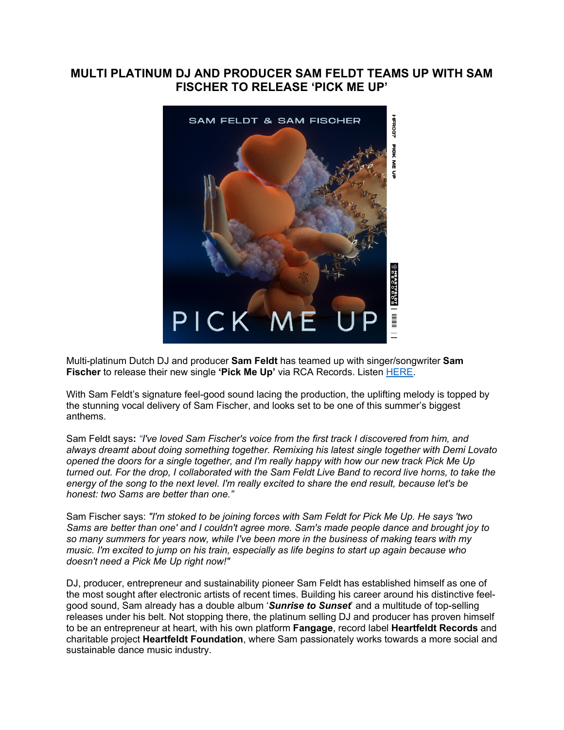# MULTI PLATINUM DJ AND PRODUCER SAM FELDT TEAMS UP WITH SAM FISCHER TO RELEASE 'PICK ME UP'

Multi-platinum Dutch DJ and producer **Sam Feldt** has teamed up with singer/songwriter **Sam Fischer** to release their new single **'Pick Me Up'** via RCA Records. Listen [HERE](HERE).

With Sam Feldt's signature feel-good sound lacing the production, the uplifting melody is topped by the stunning vocal delivery of Sam Fischer, and looks set to be one of this summer's biggest anthems.

Sam Feldt says**:** *"I've loved Sam Fischer's voice from the first track I discovered from him, and always dreamt about doing something together. Remixing his latest single together with Demi Lovato opened the doors for a single together, and I'm really happy with how our new track Pick Me Up turned out. For the drop, I collaborated with the Sam Feldt Live Band to record live horns, to take the energy of the song to the next level. I'm really excited to share the end result, because let's be honest: two Sams are better than one."*

Sam Fischer says: *"I'm stoked to be joining forces with Sam Feldt for Pick Me Up. He says 'two Sams are better than one' and I couldn't agree more. Sam's made people dance and brought joy to so many summers for years now, while I've been more in the business of making tears with my music. I'm excited to jump on his train, especially as life begins to start up again because who doesn't need a Pick Me Up right now!"*

DJ, producer, entrepreneur and sustainability pioneer Sam Feldt has established himself as one of the most sought after electronic artists of recent times. Building his career around his distinctive feel-good sound, Sam already has a double album '***Sunrise to Sunset***' and a multitude of top-selling releases under his belt. Not stopping there, the platinum selling DJ and producer has proven himself to be an entrepreneur at heart, with his own platform **Fangage**, record label **Heartfeldt Records** and charitable project **Heartfeldt Foundation**, where Sam passionately works towards a more social and sustainable dance music industry.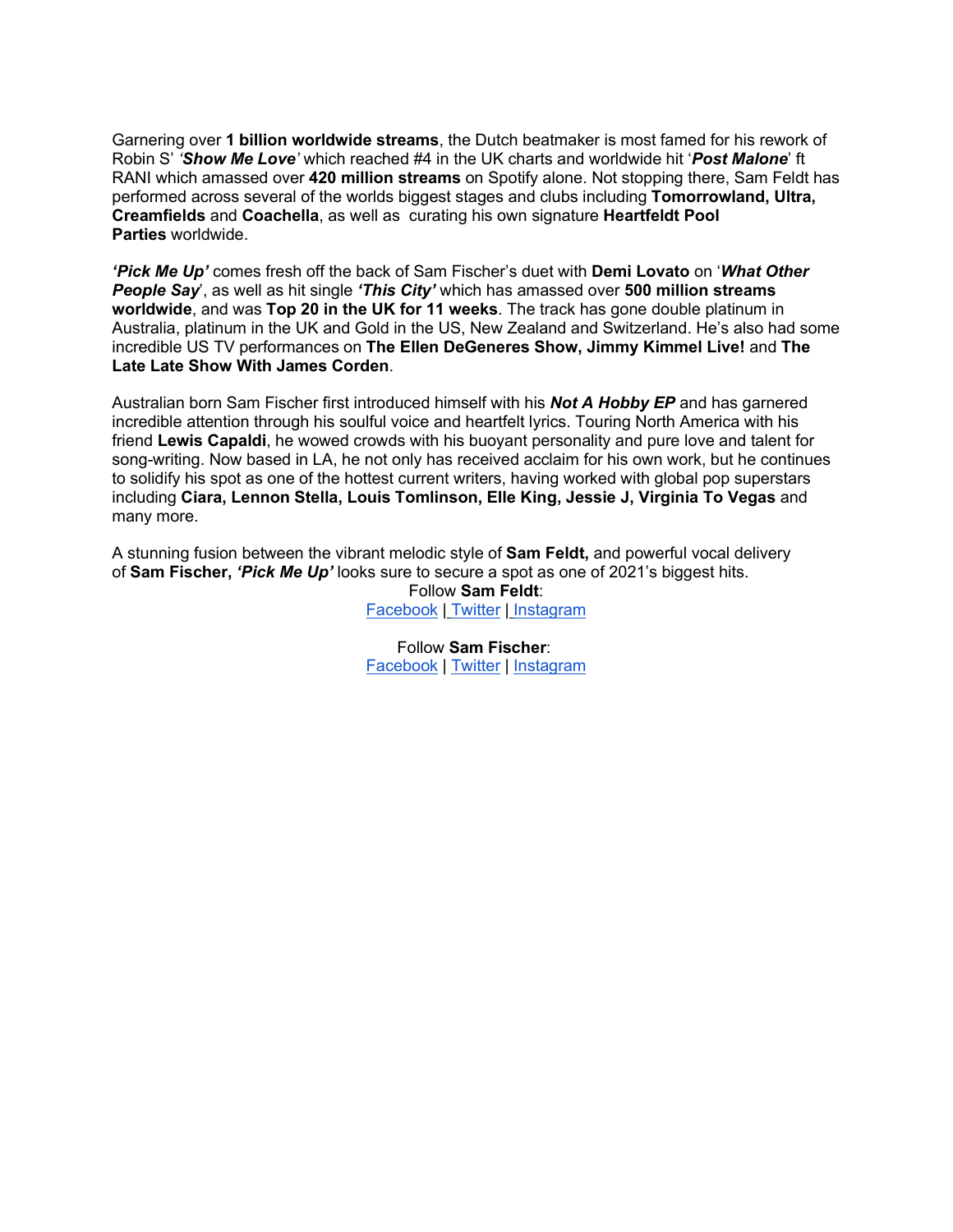Garnering over **1 billion worldwide streams**, the Dutch beatmaker is most famed for his rework of Robin S' *'**Show Me Love**'* which reached #4 in the UK charts and worldwide hit '***Post Malone***' ft RANI which amassed over **420 million streams** on Spotify alone. Not stopping there, Sam Feldt has performed across several of the worlds biggest stages and clubs including **Tomorrowland, Ultra, Creamfields** and **Coachella**, as well as curating his own signature **Heartfeldt Pool Parties** worldwide.

***'Pick Me Up'*** comes fresh off the back of Sam Fischer's duet with **Demi Lovato** on '***What Other People Say***', as well as hit single ***'This City'*** which has amassed over **500 million streams worldwide**, and was **Top 20 in the UK for 11 weeks**. The track has gone double platinum in Australia, platinum in the UK and Gold in the US, New Zealand and Switzerland. He's also had some incredible US TV performances on **The Ellen DeGeneres Show, Jimmy Kimmel Live!** and **The Late Late Show With James Corden**.

Australian born Sam Fischer first introduced himself with his ***Not A Hobby EP*** and has garnered incredible attention through his soulful voice and heartfelt lyrics. Touring North America with his friend **Lewis Capaldi**, he wowed crowds with his buoyant personality and pure love and talent for song-writing. Now based in LA, he not only has received acclaim for his own work, but he continues to solidify his spot as one of the hottest current writers, having worked with global pop superstars including **Ciara, Lennon Stella, Louis Tomlinson, Elle King, Jessie J, Virginia To Vegas** and many more.

A stunning fusion between the vibrant melodic style of **Sam Feldt,** and powerful vocal delivery of **Sam Fischer,** ***'Pick Me Up'*** looks sure to secure a spot as one of 2021's biggest hits.

Follow **Sam Feldt**:
Facebook | Twitter | Instagram

Follow **Sam Fischer**:
Facebook | Twitter | Instagram